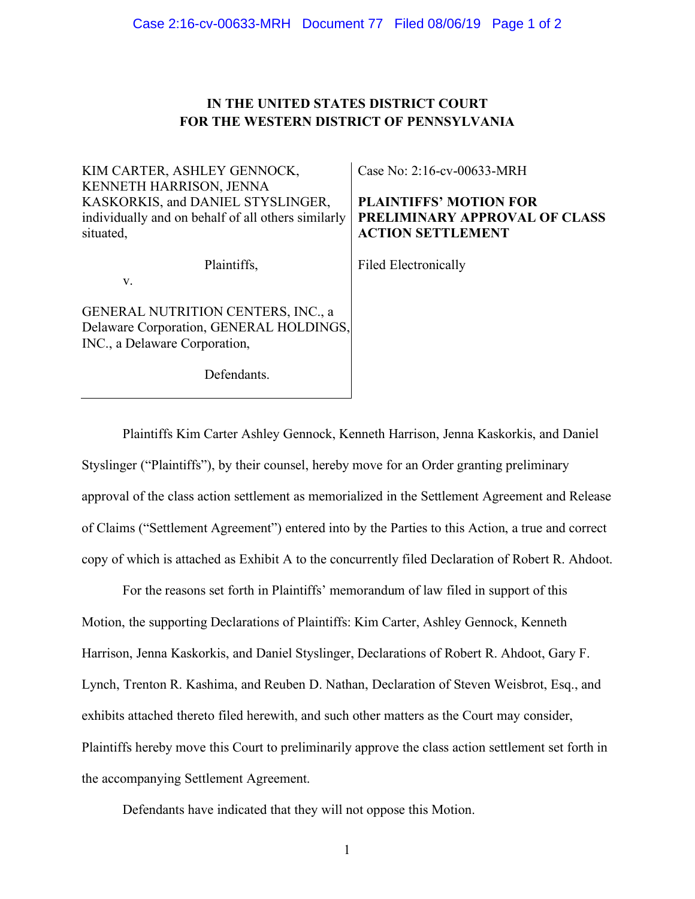**IN THE UNITED STATES DISTRICT COURT**
**FOR THE WESTERN DISTRICT OF PENNSYLVANIA**

| | |
|---|---|
| KIM CARTER, ASHLEY GENNOCK, KENNETH HARRISON, JENNA KASKORKIS, and DANIEL STYSLINGER, individually and on behalf of all others similarly situated,<br><br>Plaintiffs,<br><br>v.<br><br>GENERAL NUTRITION CENTERS, INC., a Delaware Corporation, GENERAL HOLDINGS, INC., a Delaware Corporation,<br><br>Defendants. | Case No: 2:16-cv-00633-MRH<br><br>**PLAINTIFFS' MOTION FOR PRELIMINARY APPROVAL OF CLASS ACTION SETTLEMENT**<br><br>Filed Electronically |

Plaintiffs Kim Carter Ashley Gennock, Kenneth Harrison, Jenna Kaskorkis, and Daniel Styslinger ("Plaintiffs"), by their counsel, hereby move for an Order granting preliminary approval of the class action settlement as memorialized in the Settlement Agreement and Release of Claims ("Settlement Agreement") entered into by the Parties to this Action, a true and correct copy of which is attached as Exhibit A to the concurrently filed Declaration of Robert R. Ahdoot.

For the reasons set forth in Plaintiffs' memorandum of law filed in support of this Motion, the supporting Declarations of Plaintiffs: Kim Carter, Ashley Gennock, Kenneth Harrison, Jenna Kaskorkis, and Daniel Styslinger, Declarations of Robert R. Ahdoot, Gary F. Lynch, Trenton R. Kashima, and Reuben D. Nathan, Declaration of Steven Weisbrot, Esq., and exhibits attached thereto filed herewith, and such other matters as the Court may consider, Plaintiffs hereby move this Court to preliminarily approve the class action settlement set forth in the accompanying Settlement Agreement.

Defendants have indicated that they will not oppose this Motion.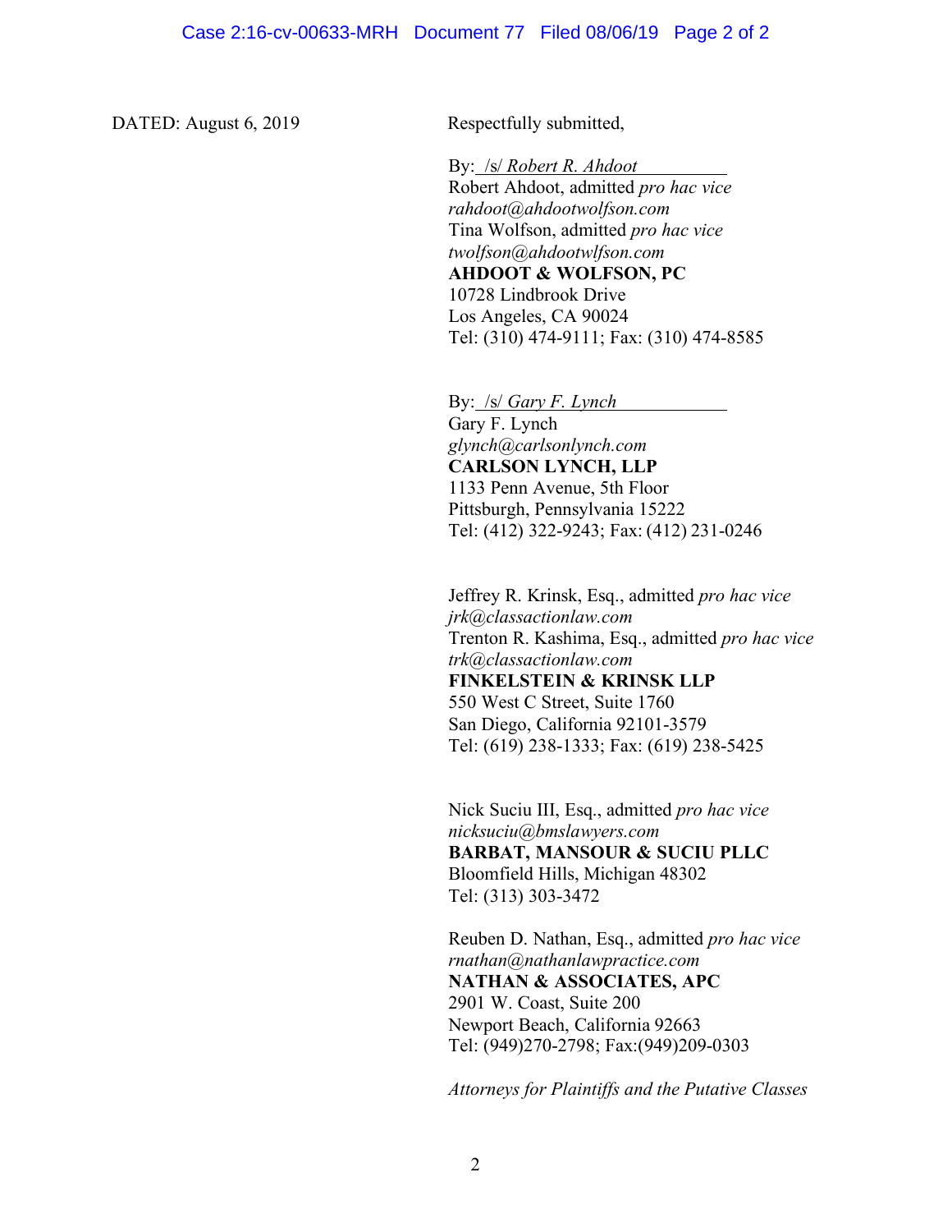DATED: August 6, 2019

Respectfully submitted,

By: /s/ *Robert R. Ahdoot*
Robert Ahdoot, admitted *pro hac vice*
*rahdoot@ahdootwolfson.com*
Tina Wolfson, admitted *pro hac vice*
*twolfson@ahdootwlfson.com*
**AHDOOT & WOLFSON, PC**
10728 Lindbrook Drive
Los Angeles, CA 90024
Tel: (310) 474-9111; Fax: (310) 474-8585

By: /s/ *Gary F. Lynch*
Gary F. Lynch
*glynch@carlsonlynch.com*
**CARLSON LYNCH, LLP**
1133 Penn Avenue, 5th Floor
Pittsburgh, Pennsylvania 15222
Tel: (412) 322-9243; Fax: (412) 231-0246

Jeffrey R. Krinsk, Esq., admitted *pro hac vice*
*jrk@classactionlaw.com*
Trenton R. Kashima, Esq., admitted *pro hac vice*
*trk@classactionlaw.com*
**FINKELSTEIN & KRINSK LLP**
550 West C Street, Suite 1760
San Diego, California 92101-3579
Tel: (619) 238-1333; Fax: (619) 238-5425

Nick Suciu III, Esq., admitted *pro hac vice*
*nicksuciu@bmslawyers.com*
**BARBAT, MANSOUR & SUCIU PLLC**
Bloomfield Hills, Michigan 48302
Tel: (313) 303-3472

Reuben D. Nathan, Esq., admitted *pro hac vice*
*rnathan@nathanlawpractice.com*
**NATHAN & ASSOCIATES, APC**
2901 W. Coast, Suite 200
Newport Beach, California 92663
Tel: (949)270-2798; Fax:(949)209-0303

*Attorneys for Plaintiffs and the Putative Classes*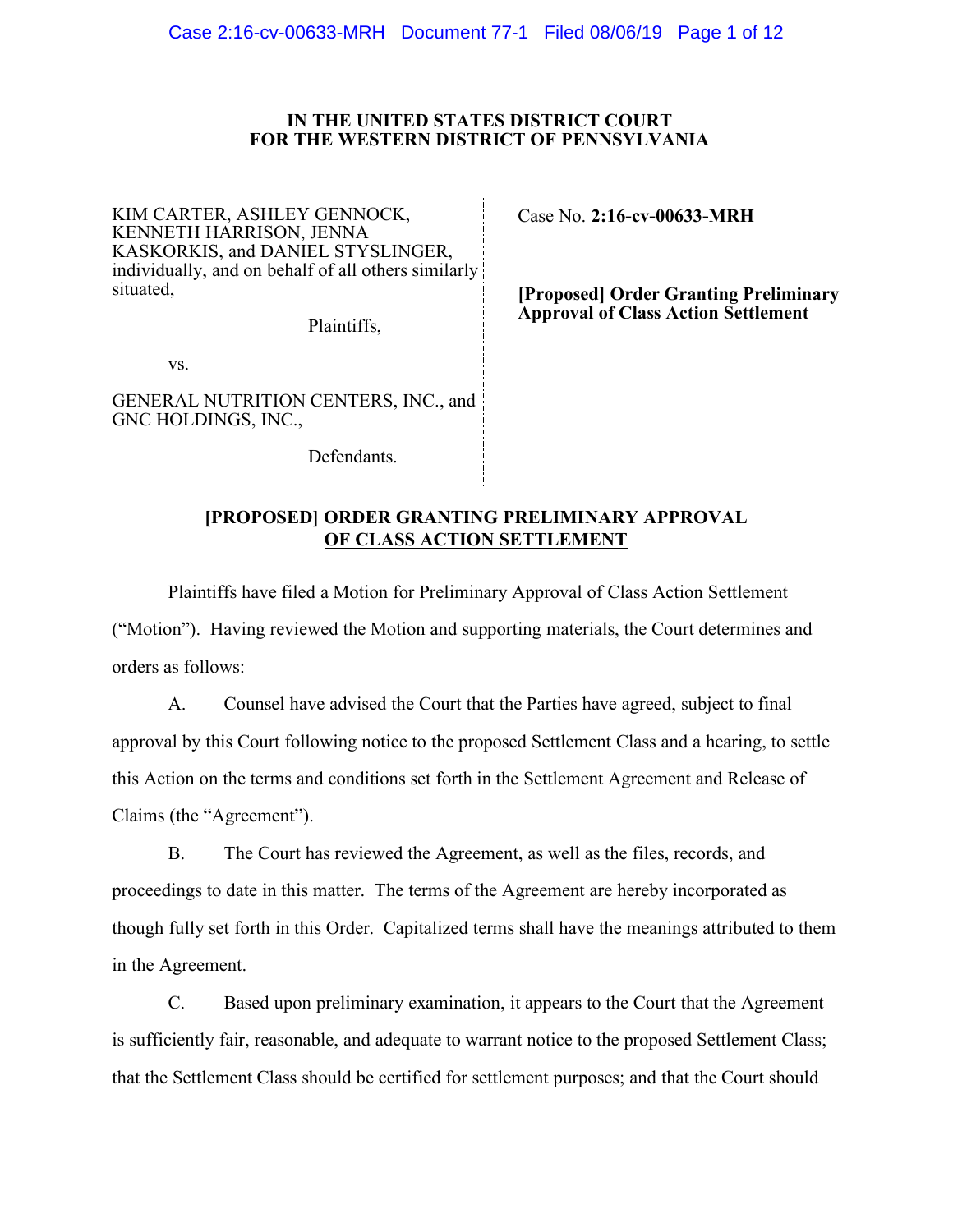# IN THE UNITED STATES DISTRICT COURT FOR THE WESTERN DISTRICT OF PENNSYLVANIA

KIM CARTER, ASHLEY GENNOCK, KENNETH HARRISON, JENNA KASKORKIS, and DANIEL STYSLINGER, individually, and on behalf of all others similarly situated,

Plaintiffs,

vs.

GENERAL NUTRITION CENTERS, INC., and GNC HOLDINGS, INC.,

Defendants.

Case No. **2:16-cv-00633-MRH**

**[Proposed] Order Granting Preliminary Approval of Class Action Settlement**

## [PROPOSED] ORDER GRANTING PRELIMINARY APPROVAL OF CLASS ACTION SETTLEMENT

Plaintiffs have filed a Motion for Preliminary Approval of Class Action Settlement ("Motion"). Having reviewed the Motion and supporting materials, the Court determines and orders as follows:

A. Counsel have advised the Court that the Parties have agreed, subject to final approval by this Court following notice to the proposed Settlement Class and a hearing, to settle this Action on the terms and conditions set forth in the Settlement Agreement and Release of Claims (the "Agreement").

B. The Court has reviewed the Agreement, as well as the files, records, and proceedings to date in this matter. The terms of the Agreement are hereby incorporated as though fully set forth in this Order. Capitalized terms shall have the meanings attributed to them in the Agreement.

C. Based upon preliminary examination, it appears to the Court that the Agreement is sufficiently fair, reasonable, and adequate to warrant notice to the proposed Settlement Class; that the Settlement Class should be certified for settlement purposes; and that the Court should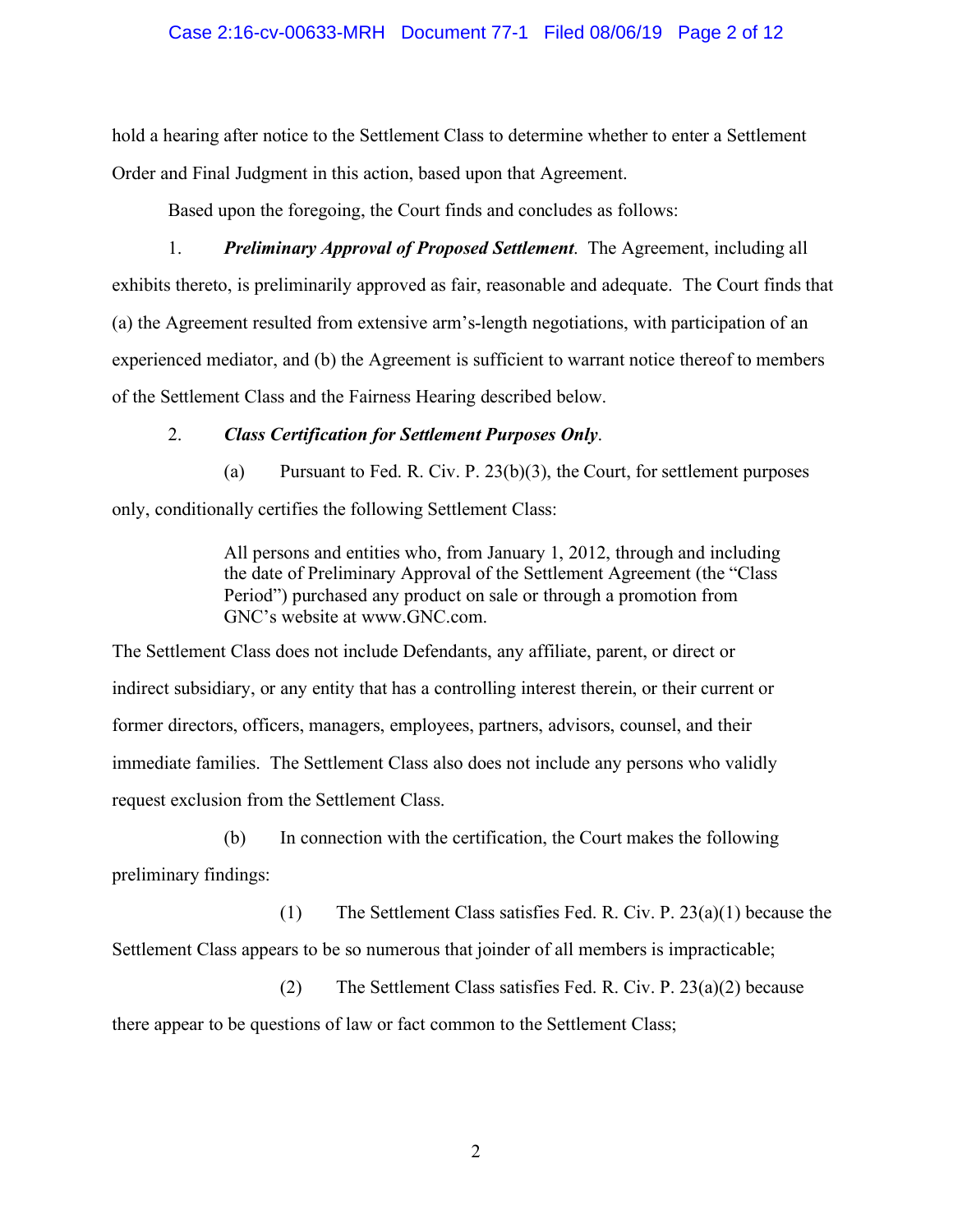hold a hearing after notice to the Settlement Class to determine whether to enter a Settlement Order and Final Judgment in this action, based upon that Agreement.

Based upon the foregoing, the Court finds and concludes as follows:

1. ***Preliminary Approval of Proposed Settlement***. The Agreement, including all exhibits thereto, is preliminarily approved as fair, reasonable and adequate. The Court finds that (a) the Agreement resulted from extensive arm's-length negotiations, with participation of an experienced mediator, and (b) the Agreement is sufficient to warrant notice thereof to members of the Settlement Class and the Fairness Hearing described below.

2. ***Class Certification for Settlement Purposes Only***.

(a) Pursuant to Fed. R. Civ. P. 23(b)(3), the Court, for settlement purposes only, conditionally certifies the following Settlement Class:

> All persons and entities who, from January 1, 2012, through and including the date of Preliminary Approval of the Settlement Agreement (the "Class Period") purchased any product on sale or through a promotion from GNC's website at www.GNC.com.

The Settlement Class does not include Defendants, any affiliate, parent, or direct or indirect subsidiary, or any entity that has a controlling interest therein, or their current or former directors, officers, managers, employees, partners, advisors, counsel, and their immediate families. The Settlement Class also does not include any persons who validly request exclusion from the Settlement Class.

(b) In connection with the certification, the Court makes the following preliminary findings:

(1) The Settlement Class satisfies Fed. R. Civ. P. 23(a)(1) because the Settlement Class appears to be so numerous that joinder of all members is impracticable;

(2) The Settlement Class satisfies Fed. R. Civ. P. 23(a)(2) because there appear to be questions of law or fact common to the Settlement Class;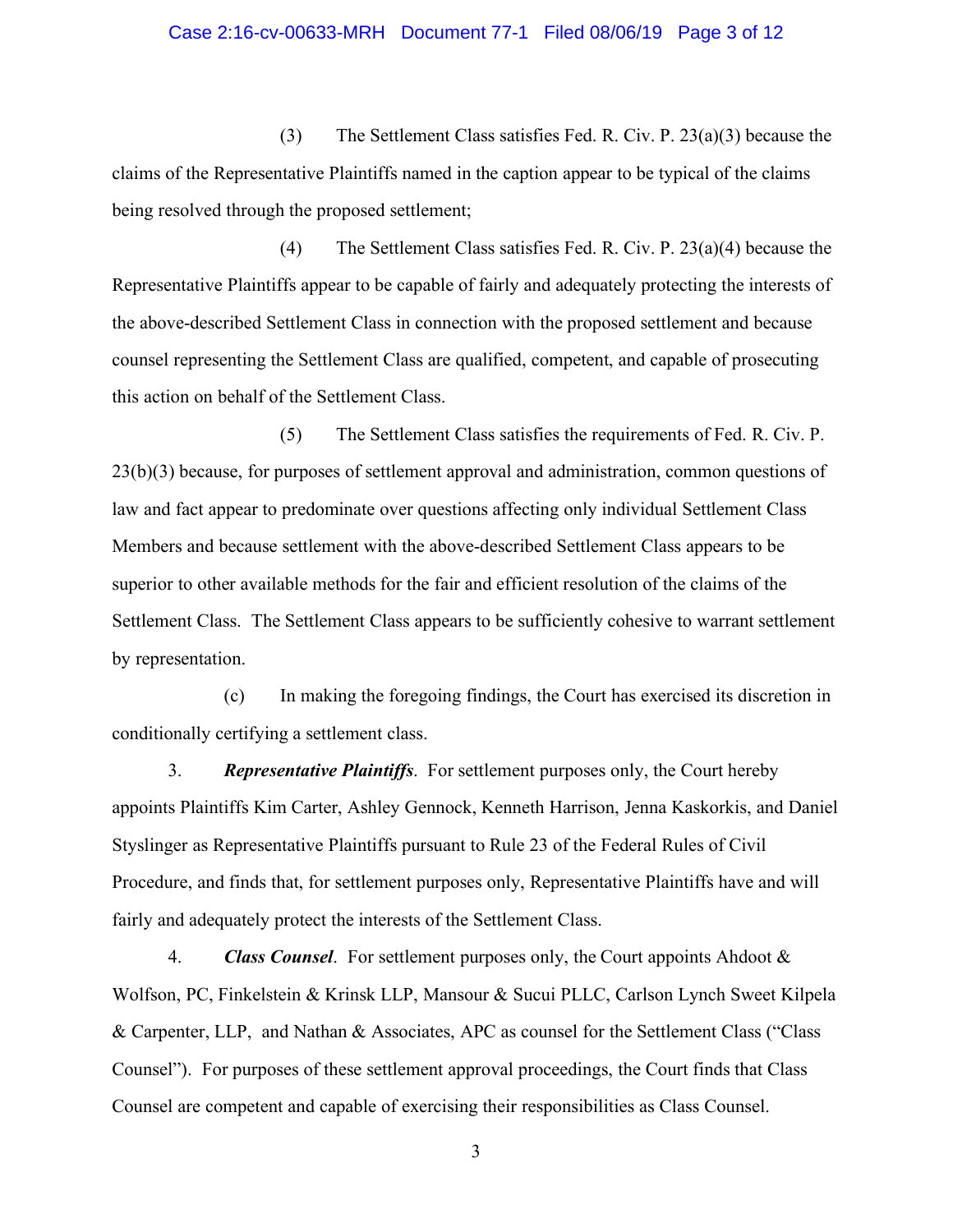(3) The Settlement Class satisfies Fed. R. Civ. P. 23(a)(3) because the claims of the Representative Plaintiffs named in the caption appear to be typical of the claims being resolved through the proposed settlement;

(4) The Settlement Class satisfies Fed. R. Civ. P. 23(a)(4) because the Representative Plaintiffs appear to be capable of fairly and adequately protecting the interests of the above-described Settlement Class in connection with the proposed settlement and because counsel representing the Settlement Class are qualified, competent, and capable of prosecuting this action on behalf of the Settlement Class.

(5) The Settlement Class satisfies the requirements of Fed. R. Civ. P. 23(b)(3) because, for purposes of settlement approval and administration, common questions of law and fact appear to predominate over questions affecting only individual Settlement Class Members and because settlement with the above-described Settlement Class appears to be superior to other available methods for the fair and efficient resolution of the claims of the Settlement Class. The Settlement Class appears to be sufficiently cohesive to warrant settlement by representation.

(c) In making the foregoing findings, the Court has exercised its discretion in conditionally certifying a settlement class.

3. ***Representative Plaintiffs***. For settlement purposes only, the Court hereby appoints Plaintiffs Kim Carter, Ashley Gennock, Kenneth Harrison, Jenna Kaskorkis, and Daniel Styslinger as Representative Plaintiffs pursuant to Rule 23 of the Federal Rules of Civil Procedure, and finds that, for settlement purposes only, Representative Plaintiffs have and will fairly and adequately protect the interests of the Settlement Class.

4. ***Class Counsel***. For settlement purposes only, the Court appoints Ahdoot & Wolfson, PC, Finkelstein & Krinsk LLP, Mansour & Sucui PLLC, Carlson Lynch Sweet Kilpela & Carpenter, LLP, and Nathan & Associates, APC as counsel for the Settlement Class ("Class Counsel"). For purposes of these settlement approval proceedings, the Court finds that Class Counsel are competent and capable of exercising their responsibilities as Class Counsel.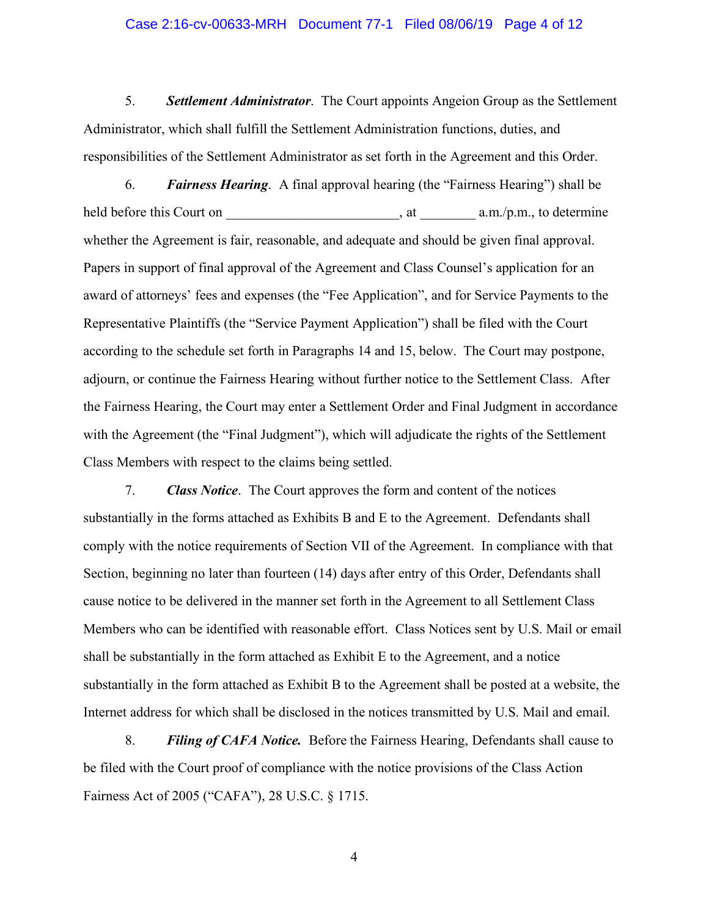5. ***Settlement Administrator***. The Court appoints Angeion Group as the Settlement Administrator, which shall fulfill the Settlement Administration functions, duties, and responsibilities of the Settlement Administrator as set forth in the Agreement and this Order.

6. ***Fairness Hearing***. A final approval hearing (the "Fairness Hearing") shall be held before this Court on ________________________, at ________ a.m./p.m., to determine whether the Agreement is fair, reasonable, and adequate and should be given final approval. Papers in support of final approval of the Agreement and Class Counsel's application for an award of attorneys' fees and expenses (the "Fee Application", and for Service Payments to the Representative Plaintiffs (the "Service Payment Application") shall be filed with the Court according to the schedule set forth in Paragraphs 14 and 15, below. The Court may postpone, adjourn, or continue the Fairness Hearing without further notice to the Settlement Class. After the Fairness Hearing, the Court may enter a Settlement Order and Final Judgment in accordance with the Agreement (the "Final Judgment"), which will adjudicate the rights of the Settlement Class Members with respect to the claims being settled.

7. ***Class Notice***. The Court approves the form and content of the notices substantially in the forms attached as Exhibits B and E to the Agreement. Defendants shall comply with the notice requirements of Section VII of the Agreement. In compliance with that Section, beginning no later than fourteen (14) days after entry of this Order, Defendants shall cause notice to be delivered in the manner set forth in the Agreement to all Settlement Class Members who can be identified with reasonable effort. Class Notices sent by U.S. Mail or email shall be substantially in the form attached as Exhibit E to the Agreement, and a notice substantially in the form attached as Exhibit B to the Agreement shall be posted at a website, the Internet address for which shall be disclosed in the notices transmitted by U.S. Mail and email.

8. ***Filing of CAFA Notice.*** Before the Fairness Hearing, Defendants shall cause to be filed with the Court proof of compliance with the notice provisions of the Class Action Fairness Act of 2005 ("CAFA"), 28 U.S.C. § 1715.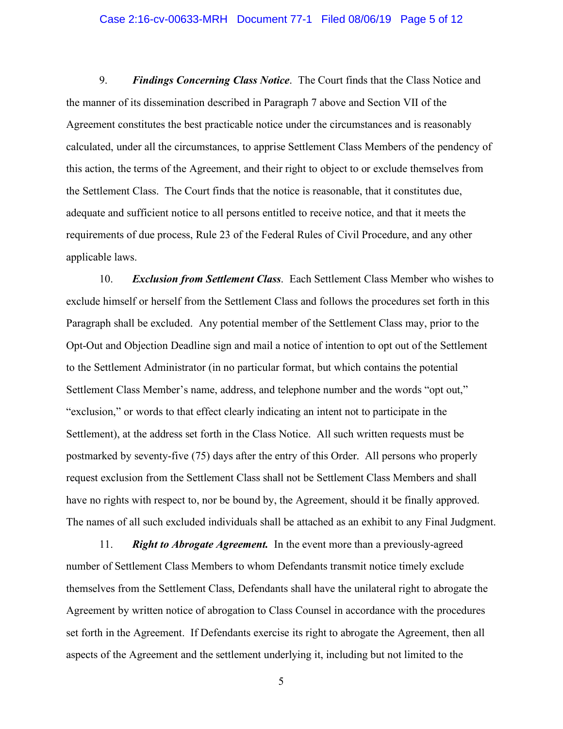9. ***Findings Concerning Class Notice***. The Court finds that the Class Notice and the manner of its dissemination described in Paragraph 7 above and Section VII of the Agreement constitutes the best practicable notice under the circumstances and is reasonably calculated, under all the circumstances, to apprise Settlement Class Members of the pendency of this action, the terms of the Agreement, and their right to object to or exclude themselves from the Settlement Class. The Court finds that the notice is reasonable, that it constitutes due, adequate and sufficient notice to all persons entitled to receive notice, and that it meets the requirements of due process, Rule 23 of the Federal Rules of Civil Procedure, and any other applicable laws.

10. ***Exclusion from Settlement Class***. Each Settlement Class Member who wishes to exclude himself or herself from the Settlement Class and follows the procedures set forth in this Paragraph shall be excluded. Any potential member of the Settlement Class may, prior to the Opt-Out and Objection Deadline sign and mail a notice of intention to opt out of the Settlement to the Settlement Administrator (in no particular format, but which contains the potential Settlement Class Member's name, address, and telephone number and the words "opt out," "exclusion," or words to that effect clearly indicating an intent not to participate in the Settlement), at the address set forth in the Class Notice. All such written requests must be postmarked by seventy-five (75) days after the entry of this Order. All persons who properly request exclusion from the Settlement Class shall not be Settlement Class Members and shall have no rights with respect to, nor be bound by, the Agreement, should it be finally approved. The names of all such excluded individuals shall be attached as an exhibit to any Final Judgment.

11. ***Right to Abrogate Agreement.*** In the event more than a previously-agreed number of Settlement Class Members to whom Defendants transmit notice timely exclude themselves from the Settlement Class, Defendants shall have the unilateral right to abrogate the Agreement by written notice of abrogation to Class Counsel in accordance with the procedures set forth in the Agreement. If Defendants exercise its right to abrogate the Agreement, then all aspects of the Agreement and the settlement underlying it, including but not limited to the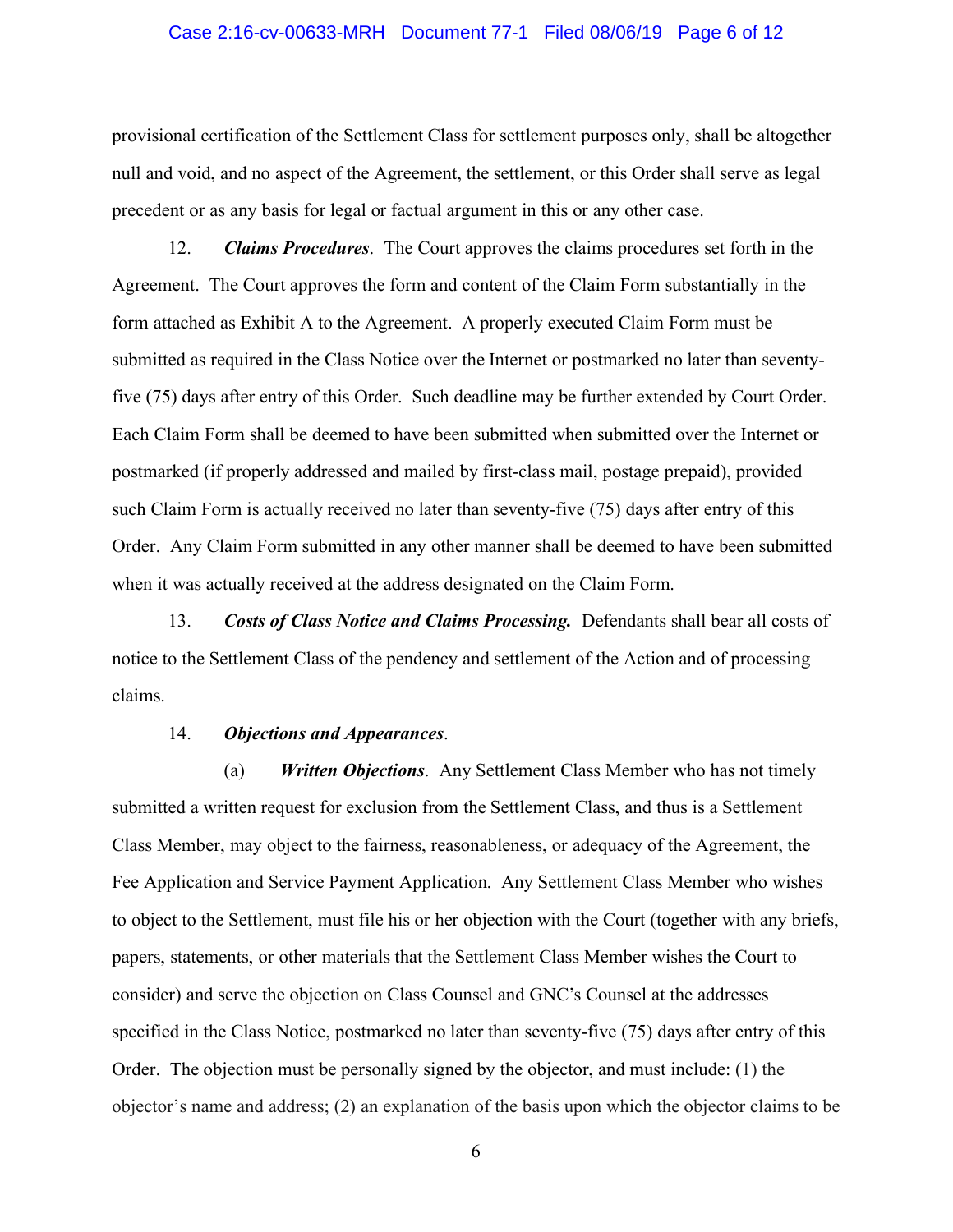provisional certification of the Settlement Class for settlement purposes only, shall be altogether null and void, and no aspect of the Agreement, the settlement, or this Order shall serve as legal precedent or as any basis for legal or factual argument in this or any other case.

12. ***Claims Procedures***. The Court approves the claims procedures set forth in the Agreement. The Court approves the form and content of the Claim Form substantially in the form attached as Exhibit A to the Agreement. A properly executed Claim Form must be submitted as required in the Class Notice over the Internet or postmarked no later than seventy-five (75) days after entry of this Order. Such deadline may be further extended by Court Order. Each Claim Form shall be deemed to have been submitted when submitted over the Internet or postmarked (if properly addressed and mailed by first-class mail, postage prepaid), provided such Claim Form is actually received no later than seventy-five (75) days after entry of this Order. Any Claim Form submitted in any other manner shall be deemed to have been submitted when it was actually received at the address designated on the Claim Form.

13. ***Costs of Class Notice and Claims Processing.*** Defendants shall bear all costs of notice to the Settlement Class of the pendency and settlement of the Action and of processing claims.

14. ***Objections and Appearances***.

(a) ***Written Objections***. Any Settlement Class Member who has not timely submitted a written request for exclusion from the Settlement Class, and thus is a Settlement Class Member, may object to the fairness, reasonableness, or adequacy of the Agreement, the Fee Application and Service Payment Application. Any Settlement Class Member who wishes to object to the Settlement, must file his or her objection with the Court (together with any briefs, papers, statements, or other materials that the Settlement Class Member wishes the Court to consider) and serve the objection on Class Counsel and GNC's Counsel at the addresses specified in the Class Notice, postmarked no later than seventy-five (75) days after entry of this Order. The objection must be personally signed by the objector, and must include: (1) the objector's name and address; (2) an explanation of the basis upon which the objector claims to be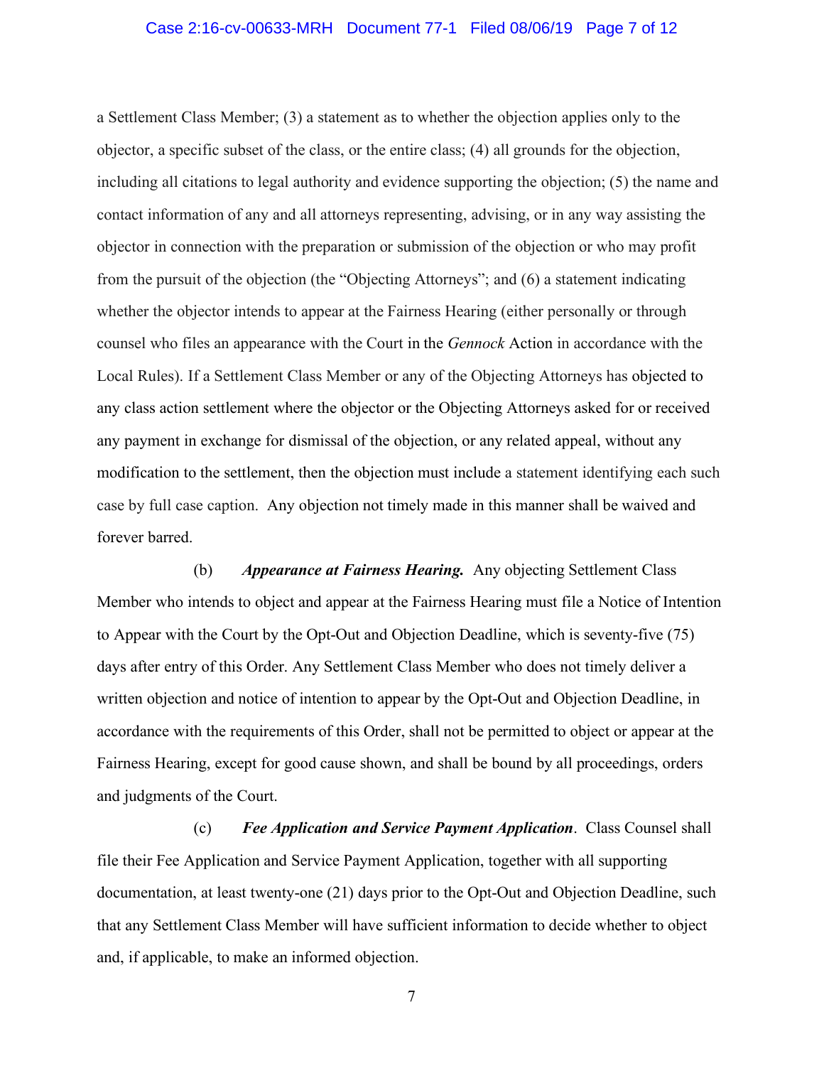a Settlement Class Member; (3) a statement as to whether the objection applies only to the objector, a specific subset of the class, or the entire class; (4) all grounds for the objection, including all citations to legal authority and evidence supporting the objection; (5) the name and contact information of any and all attorneys representing, advising, or in any way assisting the objector in connection with the preparation or submission of the objection or who may profit from the pursuit of the objection (the "Objecting Attorneys"; and (6) a statement indicating whether the objector intends to appear at the Fairness Hearing (either personally or through counsel who files an appearance with the Court in the *Gennock* Action in accordance with the Local Rules). If a Settlement Class Member or any of the Objecting Attorneys has objected to any class action settlement where the objector or the Objecting Attorneys asked for or received any payment in exchange for dismissal of the objection, or any related appeal, without any modification to the settlement, then the objection must include a statement identifying each such case by full case caption. Any objection not timely made in this manner shall be waived and forever barred.

(b) ***Appearance at Fairness Hearing.*** Any objecting Settlement Class Member who intends to object and appear at the Fairness Hearing must file a Notice of Intention to Appear with the Court by the Opt-Out and Objection Deadline, which is seventy-five (75) days after entry of this Order. Any Settlement Class Member who does not timely deliver a written objection and notice of intention to appear by the Opt-Out and Objection Deadline, in accordance with the requirements of this Order, shall not be permitted to object or appear at the Fairness Hearing, except for good cause shown, and shall be bound by all proceedings, orders and judgments of the Court.

(c) ***Fee Application and Service Payment Application***. Class Counsel shall file their Fee Application and Service Payment Application, together with all supporting documentation, at least twenty-one (21) days prior to the Opt-Out and Objection Deadline, such that any Settlement Class Member will have sufficient information to decide whether to object and, if applicable, to make an informed objection.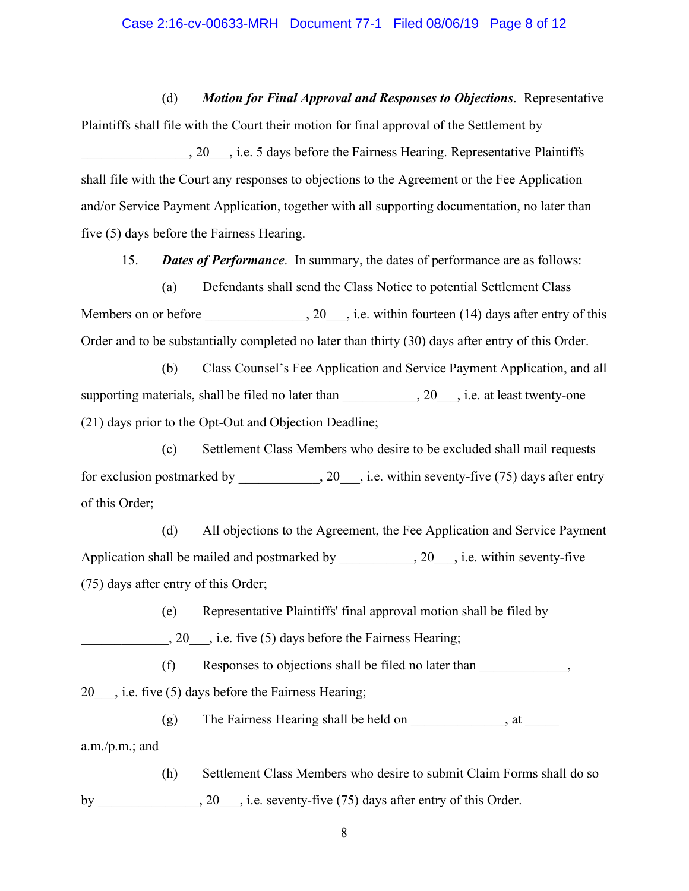(d) ***Motion for Final Approval and Responses to Objections***. Representative Plaintiffs shall file with the Court their motion for final approval of the Settlement by ________________, 20___, i.e. 5 days before the Fairness Hearing. Representative Plaintiffs shall file with the Court any responses to objections to the Agreement or the Fee Application and/or Service Payment Application, together with all supporting documentation, no later than five (5) days before the Fairness Hearing.

15. ***Dates of Performance***. In summary, the dates of performance are as follows:

(a) Defendants shall send the Class Notice to potential Settlement Class Members on or before _______________, 20___, i.e. within fourteen (14) days after entry of this Order and to be substantially completed no later than thirty (30) days after entry of this Order.

(b) Class Counsel's Fee Application and Service Payment Application, and all supporting materials, shall be filed no later than ___________, 20___, i.e. at least twenty-one (21) days prior to the Opt-Out and Objection Deadline;

(c) Settlement Class Members who desire to be excluded shall mail requests for exclusion postmarked by ____________, 20___, i.e. within seventy-five (75) days after entry of this Order;

(d) All objections to the Agreement, the Fee Application and Service Payment Application shall be mailed and postmarked by ___________, 20___, i.e. within seventy-five (75) days after entry of this Order;

(e) Representative Plaintiffs' final approval motion shall be filed by _____________, 20___, i.e. five (5) days before the Fairness Hearing;

(f) Responses to objections shall be filed no later than _____________, 20___, i.e. five (5) days before the Fairness Hearing;

(g) The Fairness Hearing shall be held on _____________, at _____ a.m./p.m.; and

(h) Settlement Class Members who desire to submit Claim Forms shall do so by _______________, 20___, i.e. seventy-five (75) days after entry of this Order.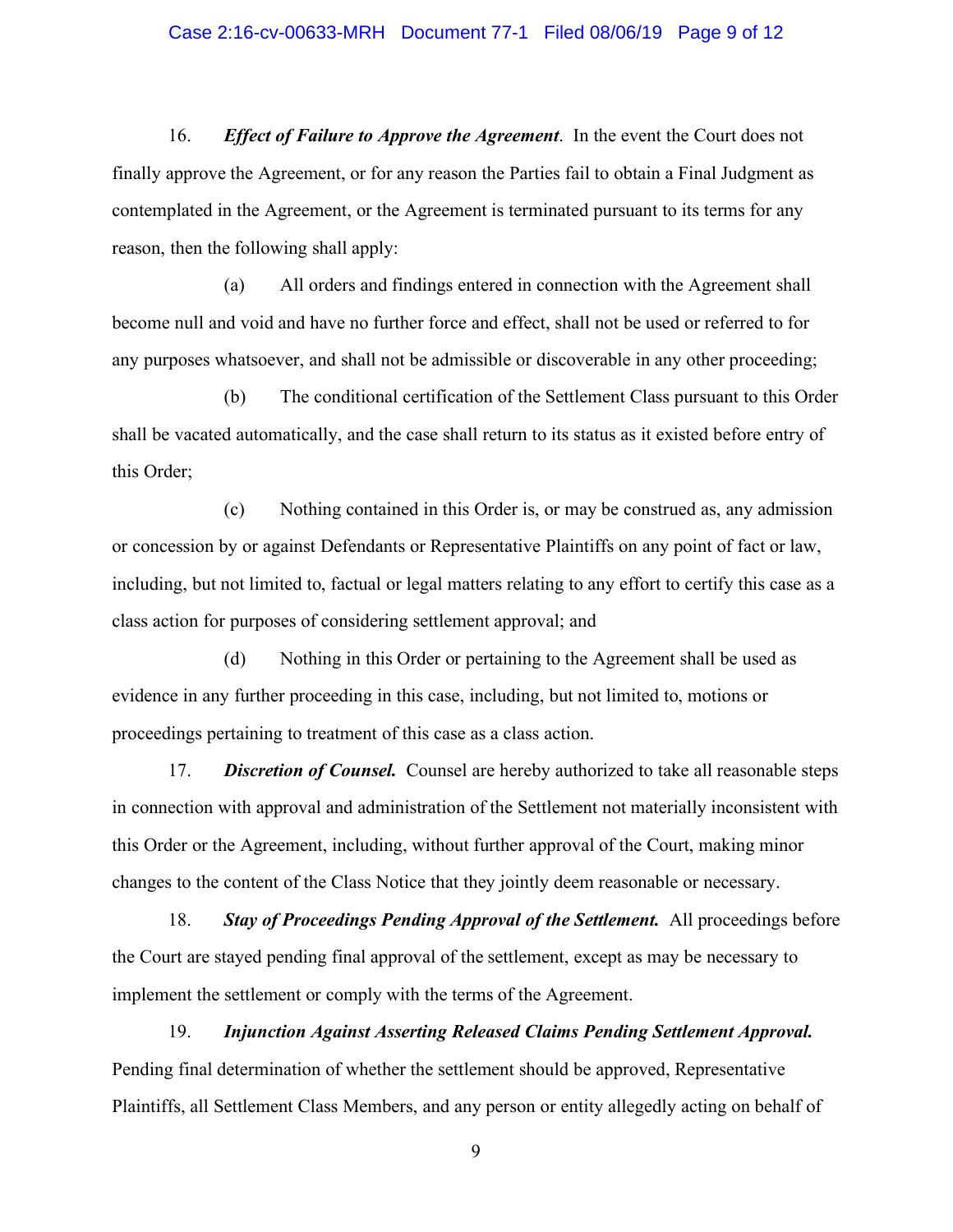16. ***Effect of Failure to Approve the Agreement***. In the event the Court does not finally approve the Agreement, or for any reason the Parties fail to obtain a Final Judgment as contemplated in the Agreement, or the Agreement is terminated pursuant to its terms for any reason, then the following shall apply:

(a) All orders and findings entered in connection with the Agreement shall become null and void and have no further force and effect, shall not be used or referred to for any purposes whatsoever, and shall not be admissible or discoverable in any other proceeding;

(b) The conditional certification of the Settlement Class pursuant to this Order shall be vacated automatically, and the case shall return to its status as it existed before entry of this Order;

(c) Nothing contained in this Order is, or may be construed as, any admission or concession by or against Defendants or Representative Plaintiffs on any point of fact or law, including, but not limited to, factual or legal matters relating to any effort to certify this case as a class action for purposes of considering settlement approval; and

(d) Nothing in this Order or pertaining to the Agreement shall be used as evidence in any further proceeding in this case, including, but not limited to, motions or proceedings pertaining to treatment of this case as a class action.

17. ***Discretion of Counsel.*** Counsel are hereby authorized to take all reasonable steps in connection with approval and administration of the Settlement not materially inconsistent with this Order or the Agreement, including, without further approval of the Court, making minor changes to the content of the Class Notice that they jointly deem reasonable or necessary.

18. ***Stay of Proceedings Pending Approval of the Settlement.*** All proceedings before the Court are stayed pending final approval of the settlement, except as may be necessary to implement the settlement or comply with the terms of the Agreement.

19. ***Injunction Against Asserting Released Claims Pending Settlement Approval.*** Pending final determination of whether the settlement should be approved, Representative Plaintiffs, all Settlement Class Members, and any person or entity allegedly acting on behalf of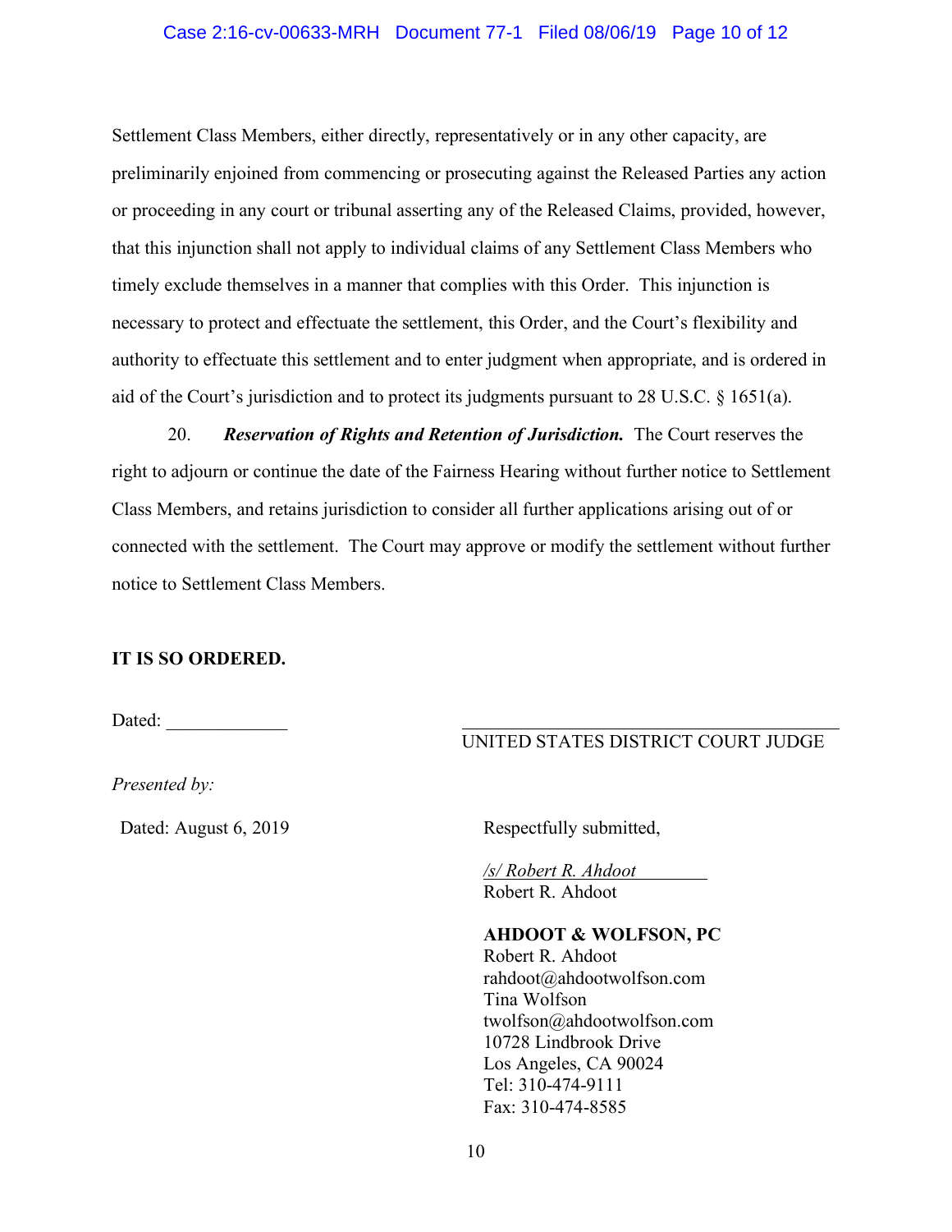Settlement Class Members, either directly, representatively or in any other capacity, are preliminarily enjoined from commencing or prosecuting against the Released Parties any action or proceeding in any court or tribunal asserting any of the Released Claims, provided, however, that this injunction shall not apply to individual claims of any Settlement Class Members who timely exclude themselves in a manner that complies with this Order. This injunction is necessary to protect and effectuate the settlement, this Order, and the Court's flexibility and authority to effectuate this settlement and to enter judgment when appropriate, and is ordered in aid of the Court's jurisdiction and to protect its judgments pursuant to 28 U.S.C. § 1651(a).

20. ***Reservation of Rights and Retention of Jurisdiction.*** The Court reserves the right to adjourn or continue the date of the Fairness Hearing without further notice to Settlement Class Members, and retains jurisdiction to consider all further applications arising out of or connected with the settlement. The Court may approve or modify the settlement without further notice to Settlement Class Members.

**IT IS SO ORDERED.**

Dated: _____________

_____________________________________
UNITED STATES DISTRICT COURT JUDGE

*Presented by:*

Dated: August 6, 2019

Respectfully submitted,

*/s/ Robert R. Ahdoot*
Robert R. Ahdoot

**AHDOOT & WOLFSON, PC**
Robert R. Ahdoot
rahdoot@ahdootwolfson.com
Tina Wolfson
twolfson@ahdootwolfson.com
10728 Lindbrook Drive
Los Angeles, CA 90024
Tel: 310-474-9111
Fax: 310-474-8585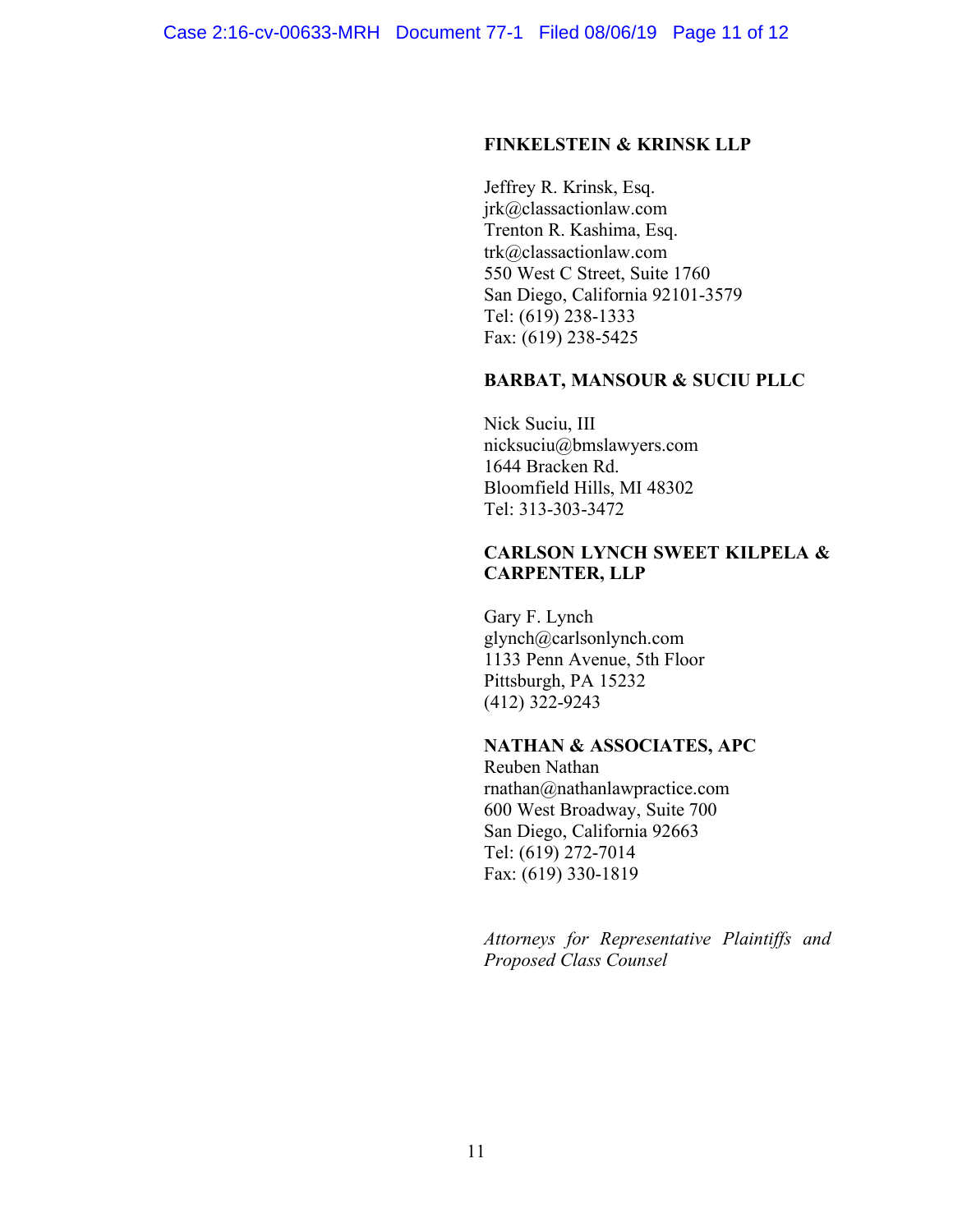**FINKELSTEIN & KRINSK LLP**

Jeffrey R. Krinsk, Esq.
jrk@classactionlaw.com
Trenton R. Kashima, Esq.
trk@classactionlaw.com
550 West C Street, Suite 1760
San Diego, California 92101-3579
Tel: (619) 238-1333
Fax: (619) 238-5425

**BARBAT, MANSOUR & SUCIU PLLC**

Nick Suciu, III
nicksuciu@bmslawyers.com
1644 Bracken Rd.
Bloomfield Hills, MI 48302
Tel: 313-303-3472

**CARLSON LYNCH SWEET KILPELA & CARPENTER, LLP**

Gary F. Lynch
glynch@carlsonlynch.com
1133 Penn Avenue, 5th Floor
Pittsburgh, PA 15232
(412) 322-9243

**NATHAN & ASSOCIATES, APC**
Reuben Nathan
rnathan@nathanlawpractice.com
600 West Broadway, Suite 700
San Diego, California 92663
Tel: (619) 272-7014
Fax: (619) 330-1819

*Attorneys for Representative Plaintiffs and Proposed Class Counsel*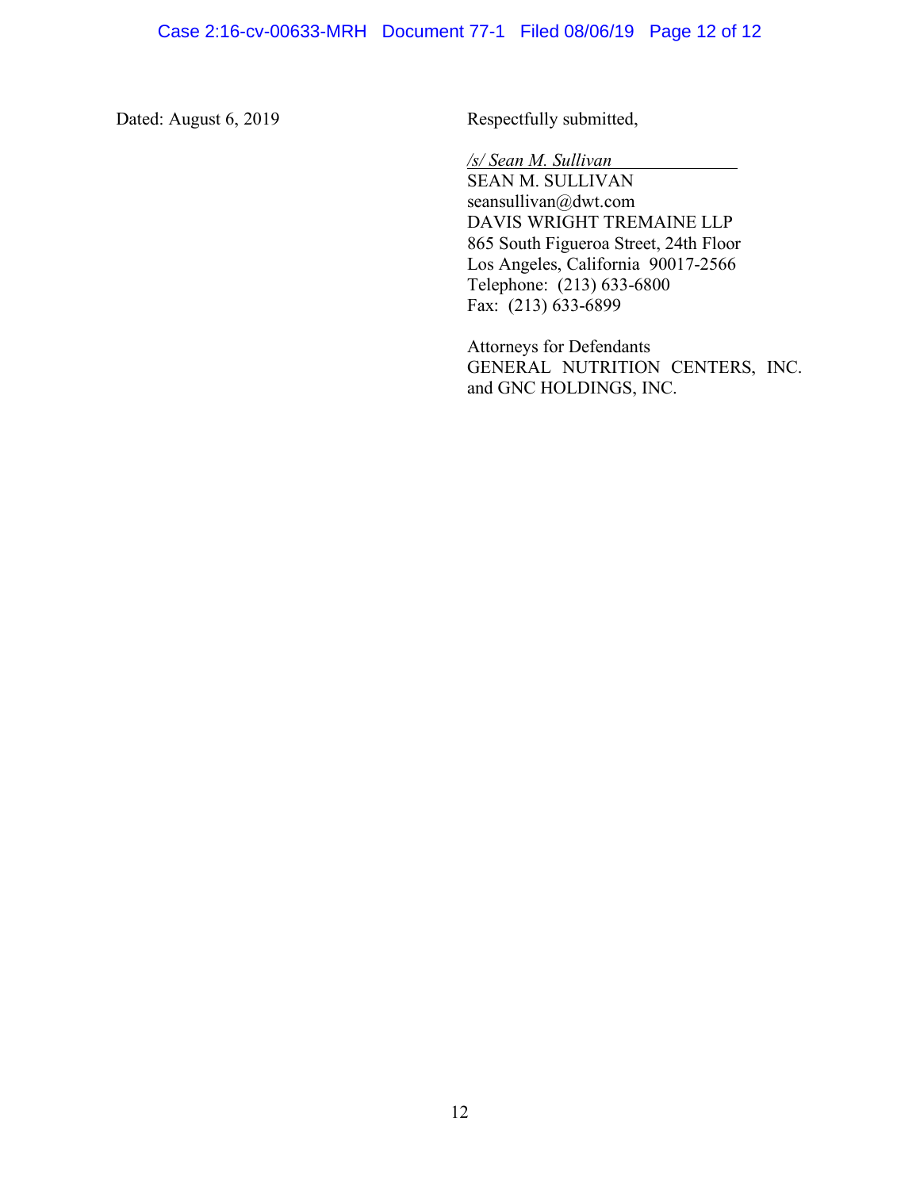Dated: August 6, 2019

Respectfully submitted,

*/s/ Sean M. Sullivan*
SEAN M. SULLIVAN
seansullivan@dwt.com
DAVIS WRIGHT TREMAINE LLP
865 South Figueroa Street, 24th Floor
Los Angeles, California 90017-2566
Telephone: (213) 633-6800
Fax: (213) 633-6899

Attorneys for Defendants
GENERAL NUTRITION CENTERS, INC. and GNC HOLDINGS, INC.